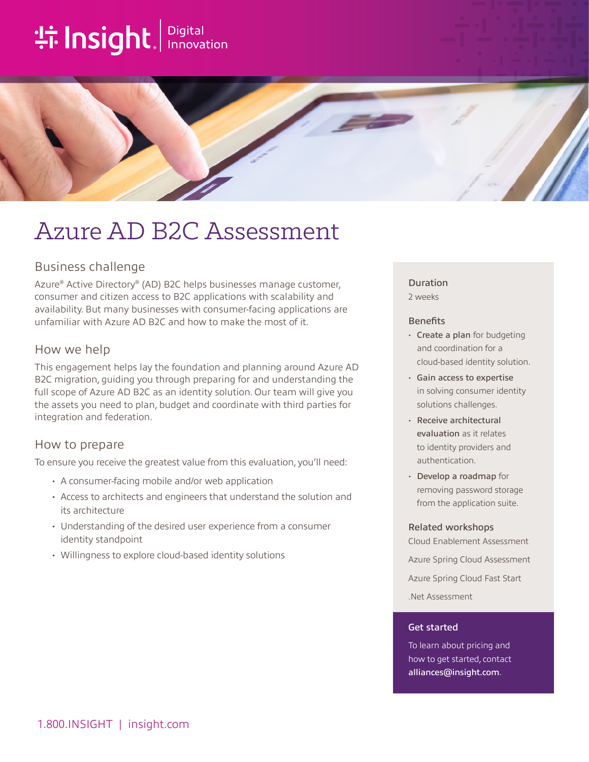Insight | Digital Innovation

# Azure AD B2C Assessment

## Business challenge

Azure® Active Directory® (AD) B2C helps businesses manage customer, consumer and citizen access to B2C applications with scalability and availability. But many businesses with consumer-facing applications are unfamiliar with Azure AD B2C and how to make the most of it.

## How we help

This engagement helps lay the foundation and planning around Azure AD B2C migration, guiding you through preparing for and understanding the full scope of Azure AD B2C as an identity solution. Our team will give you the assets you need to plan, budget and coordinate with third parties for integration and federation.

## How to prepare

To ensure you receive the greatest value from this evaluation, you'll need:

- A consumer-facing mobile and/or web application
- Access to architects and engineers that understand the solution and its architecture
- Understanding of the desired user experience from a consumer identity standpoint
- Willingness to explore cloud-based identity solutions

### Duration

2 weeks

### Benefits

- **Create a plan** for budgeting and coordination for a cloud-based identity solution.
- **Gain access to expertise** in solving consumer identity solutions challenges.
- **Receive architectural evaluation** as it relates to identity providers and authentication.
- **Develop a roadmap** for removing password storage from the application suite.

### Related workshops

Cloud Enablement Assessment

Azure Spring Cloud Assessment

Azure Spring Cloud Fast Start

.Net Assessment

### Get started

To learn about pricing and how to get started, contact **alliances@insight.com**.

1.800.INSIGHT | insight.com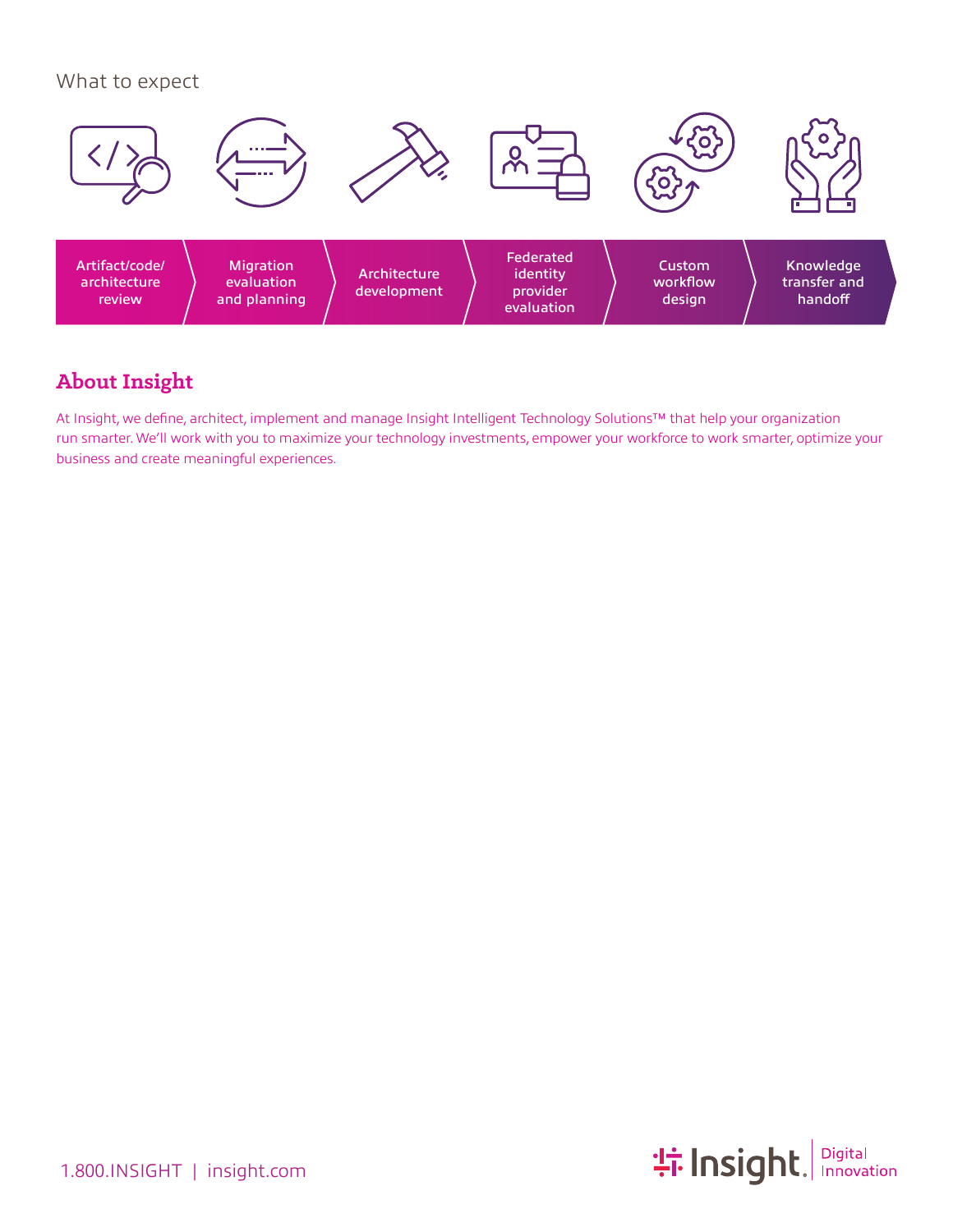What to expect

1. Artifact/code/architecture review
2. Migration evaluation and planning
3. Architecture development
4. Federated identity provider evaluation
5. Custom workflow design
6. Knowledge transfer and handoff

## About Insight

At Insight, we define, architect, implement and manage Insight Intelligent Technology Solutions™ that help your organization run smarter. We'll work with you to maximize your technology investments, empower your workforce to work smarter, optimize your business and create meaningful experiences.

1.800.INSIGHT | insight.com

Insight | Digital Innovation